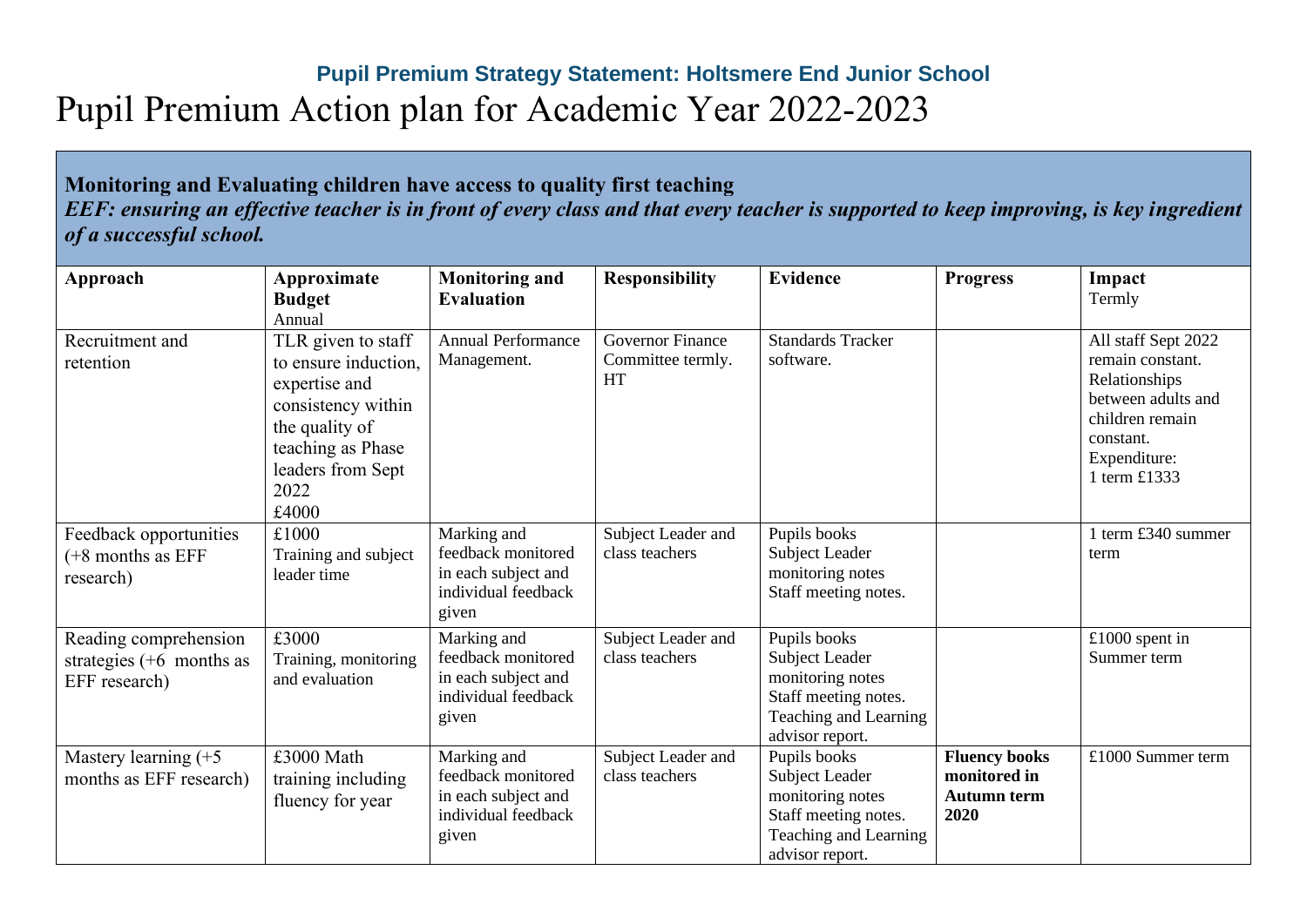## Pupil Premium Strategy Statement: Holtsmere End Junior School

# Pupil Premium Action plan for Academic Year 2022-2023

**Monitoring and Evaluating children have access to quality first teaching**
***EEF: ensuring an effective teacher is in front of every class and that every teacher is supported to keep improving, is key ingredient of a successful school.***

| **Approach** | **Approximate Budget** Annual | **Monitoring and Evaluation** | **Responsibility** | **Evidence** | **Progress** | **Impact** Termly |
|---|---|---|---|---|---|---|
| Recruitment and retention | TLR given to staff to ensure induction, expertise and consistency within the quality of teaching as Phase leaders from Sept 2022 £4000 | Annual Performance Management. | Governor Finance Committee termly. HT | Standards Tracker software. | | All staff Sept 2022 remain constant. Relationships between adults and children remain constant. Expenditure: 1 term £1333 |
| Feedback opportunities (+8 months as EFF research) | £1000 Training and subject leader time | Marking and feedback monitored in each subject and individual feedback given | Subject Leader and class teachers | Pupils books Subject Leader monitoring notes Staff meeting notes. | | 1 term £340 summer term |
| Reading comprehension strategies (+6 months as EFF research) | £3000 Training, monitoring and evaluation | Marking and feedback monitored in each subject and individual feedback given | Subject Leader and class teachers | Pupils books Subject Leader monitoring notes Staff meeting notes. Teaching and Learning advisor report. | | £1000 spent in Summer term |
| Mastery learning (+5 months as EFF research) | £3000 Math training including fluency for year | Marking and feedback monitored in each subject and individual feedback given | Subject Leader and class teachers | Pupils books Subject Leader monitoring notes Staff meeting notes. Teaching and Learning advisor report. | **Fluency books monitored in Autumn term 2020** | £1000 Summer term |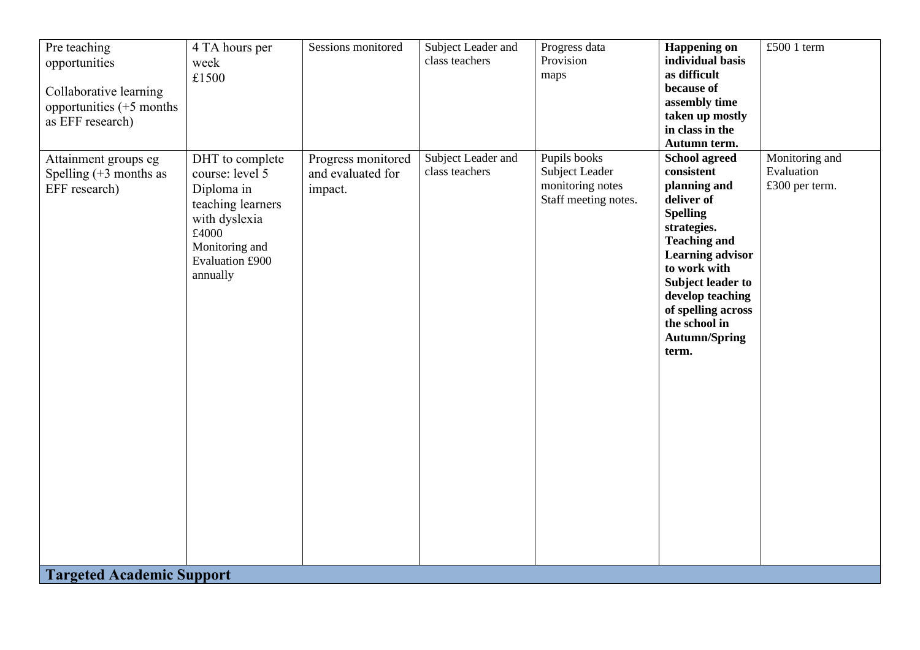| | | | | | | |
|---|---|---|---|---|---|---|
| Pre teaching opportunities<br><br>Collaborative learning opportunities (+5 months as EFF research) | 4 TA hours per week<br>£1500 | Sessions monitored | Subject Leader and class teachers | Progress data<br>Provision maps | **Happening on individual basis as difficult because of assembly time taken up mostly in class in the Autumn term.** | £500 1 term |
| Attainment groups eg Spelling (+3 months as EFF research) | DHT to complete course: level 5 Diploma in teaching learners with dyslexia<br>£4000<br>Monitoring and Evaluation £900 annually | Progress monitored and evaluated for impact. | Subject Leader and class teachers | Pupils books<br>Subject Leader monitoring notes<br>Staff meeting notes. | **School agreed consistent planning and deliver of Spelling strategies. Teaching and Learning advisor to work with Subject leader to develop teaching of spelling across the school in Autumn/Spring term.** | Monitoring and Evaluation<br>£300 per term. |
| **Targeted Academic Support** | | | | | | |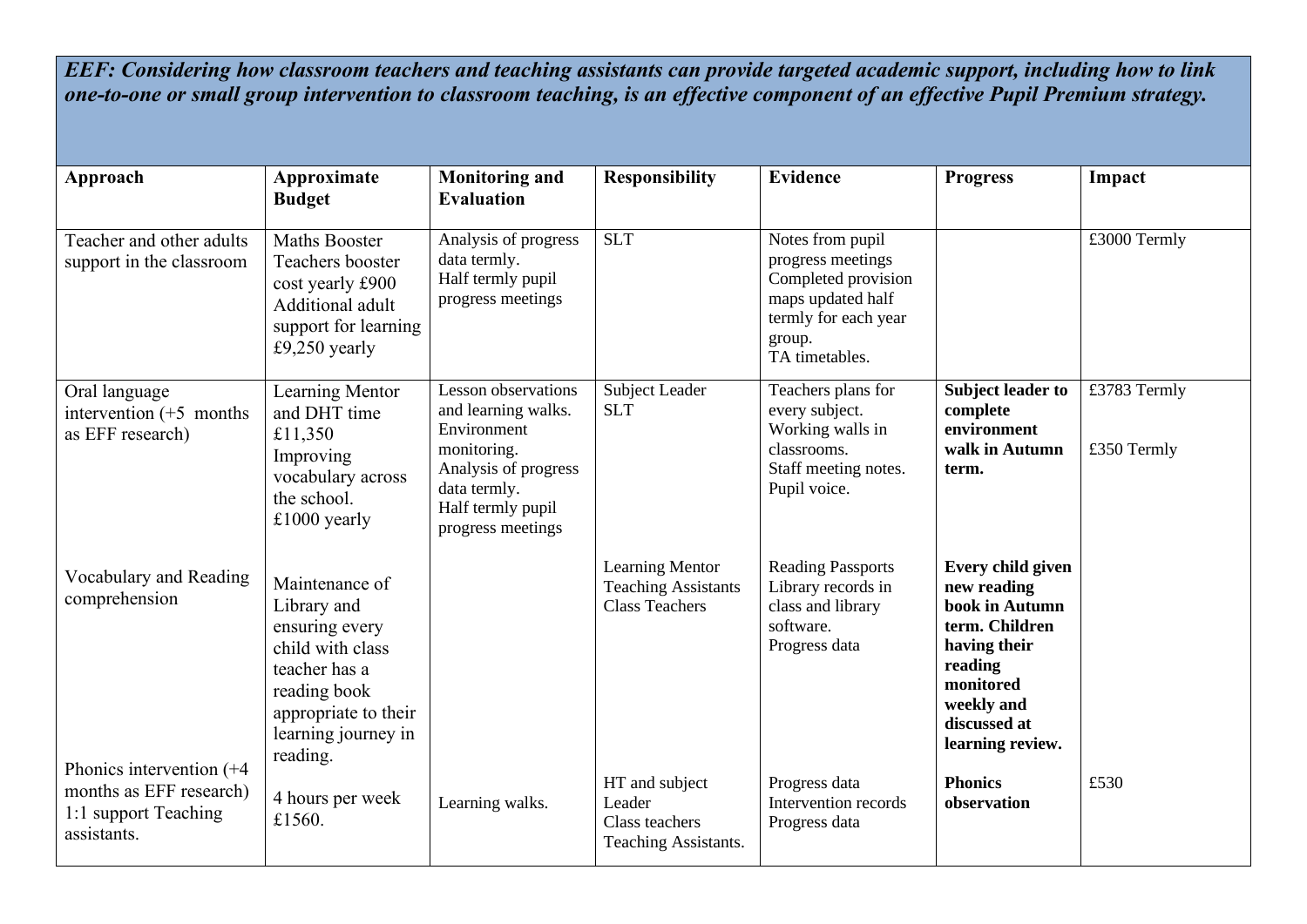| *EF: Considering how classroom teachers and teaching assistants can provide targeted academic support, including how to link one-to-one or small group intervention to classroom teaching, is an effective component of an effective Pupil Premium strategy.* | | | | | | |
|---|---|---|---|---|---|---|
| **Approach** | **Approximate Budget** | **Monitoring and Evaluation** | **Responsibility** | **Evidence** | **Progress** | **Impact** |
| Teacher and other adults support in the classroom | Maths Booster Teachers booster cost yearly £900 Additional adult support for learning £9,250 yearly | Analysis of progress data termly. Half termly pupil progress meetings | SLT | Notes from pupil progress meetings Completed provision maps updated half termly for each year group. TA timetables. | | £3000 Termly |
| Oral language intervention (+5 months as EFF research) | Learning Mentor and DHT time £11,350 Improving vocabulary across the school. £1000 yearly | Lesson observations and learning walks. Environment monitoring. Analysis of progress data termly. Half termly pupil progress meetings | Subject Leader SLT | Teachers plans for every subject. Working walls in classrooms. Staff meeting notes. Pupil voice. | **Subject leader to complete environment walk in Autumn term.** | £3783 Termly<br><br>£350 Termly |
| Vocabulary and Reading comprehension | Maintenance of Library and ensuring every child with class teacher has a reading book appropriate to their learning journey in reading. | | Learning Mentor Teaching Assistants Class Teachers | Reading Passports Library records in class and library software. Progress data | **Every child given new reading book in Autumn term. Children having their reading monitored weekly and discussed at learning review.** | |
| Phonics intervention (+4 months as EFF research) 1:1 support Teaching assistants. | 4 hours per week £1560. | Learning walks. | HT and subject Leader Class teachers Teaching Assistants. | Progress data Intervention records Progress data | **Phonics observation** | £530 |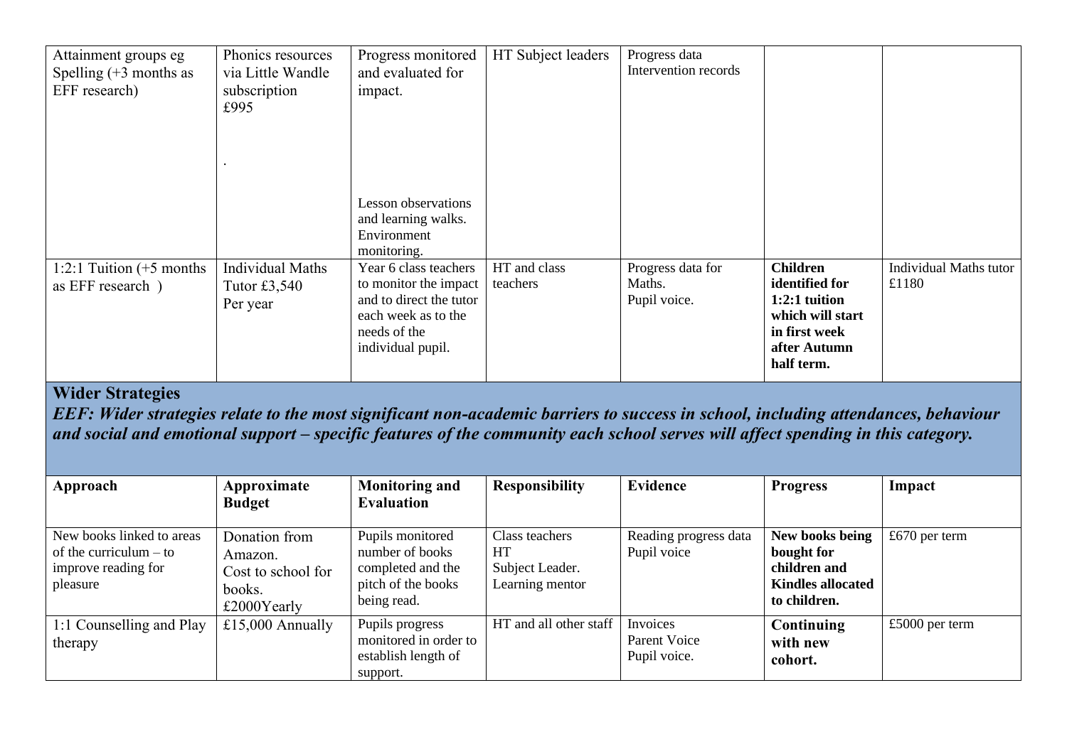| | | | | | | |
|---|---|---|---|---|---|---|
| Attainment groups eg Spelling (+3 months as EFF research) | Phonics resources via Little Wandle subscription £995<br><br>. | Progress monitored and evaluated for impact.<br><br>Lesson observations and learning walks. Environment monitoring. | HT Subject leaders | Progress data Intervention records | | |
| 1:2:1 Tuition (+5 months as EFF research ) | Individual Maths Tutor £3,540 Per year | Year 6 class teachers to monitor the impact and to direct the tutor each week as to the needs of the individual pupil. | HT and class teachers | Progress data for Maths. Pupil voice. | **Children identified for 1:2:1 tuition which will start in first week after Autumn half term.** | Individual Maths tutor £1180 |

## Wider Strategies

***EEF: Wider strategies relate to the most significant non-academic barriers to success in school, including attendances, behaviour and social and emotional support – specific features of the community each school serves will affect spending in this category.***

| Approach | Approximate Budget | Monitoring and Evaluation | Responsibility | Evidence | Progress | Impact |
|---|---|---|---|---|---|---|
| New books linked to areas of the curriculum – to improve reading for pleasure | Donation from Amazon. Cost to school for books. £2000Yearly | Pupils monitored number of books completed and the pitch of the books being read. | Class teachers HT Subject Leader. Learning mentor | Reading progress data Pupil voice | **New books being bought for children and Kindles allocated to children.** | £670 per term |
| 1:1 Counselling and Play therapy | £15,000 Annually | Pupils progress monitored in order to establish length of support. | HT and all other staff | Invoices Parent Voice Pupil voice. | **Continuing with new cohort.** | £5000 per term |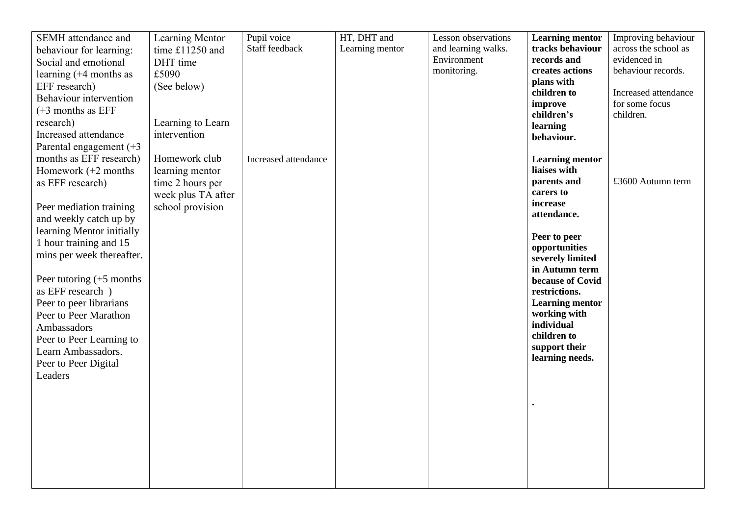| | | | | | | |
|---|---|---|---|---|---|---|
| SEMH attendance and behaviour for learning:<br>Social and emotional learning (+4 months as EFF research)<br>Behaviour intervention (+3 months as EFF research)<br>Increased attendance<br>Parental engagement (+3 months as EFF research)<br>Homework (+2 months as EFF research)<br><br>Peer mediation training and weekly catch up by learning Mentor initially 1 hour training and 15 mins per week thereafter.<br><br>Peer tutoring (+5 months as EFF research )<br>Peer to peer librarians<br>Peer to Peer Marathon Ambassadors<br>Peer to Peer Learning to Learn Ambassadors.<br>Peer to Peer Digital Leaders | Learning Mentor time £11250 and DHT time £5090<br>(See below)<br><br>Learning to Learn intervention<br><br>Homework club learning mentor time 2 hours per week plus TA after school provision | Pupil voice<br>Staff feedback<br><br>Increased attendance | HT, DHT and Learning mentor | Lesson observations and learning walks.<br>Environment monitoring. | **Learning mentor tracks behaviour records and creates actions plans with children to improve children's learning behaviour.**<br><br>**Learning mentor liaises with parents and carers to increase attendance.**<br><br>**Peer to peer opportunities severely limited in Autumn term because of Covid restrictions.**<br>**Learning mentor working with individual children to support their learning needs.**<br><br>. | Improving behaviour across the school as evidenced in behaviour records.<br><br>Increased attendance for some focus children.<br><br>£3600 Autumn term |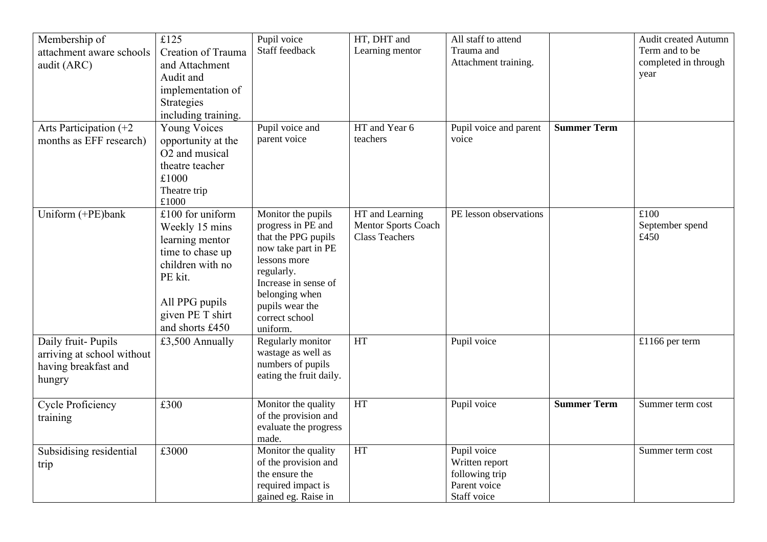| | | | | | | |
|---|---|---|---|---|---|---|
| Membership of attachment aware schools audit (ARC) | £125 Creation of Trauma and Attachment Audit and implementation of Strategies including training. | Pupil voice Staff feedback | HT, DHT and Learning mentor | All staff to attend Trauma and Attachment training. | | Audit created Autumn Term and to be completed in through year |
| Arts Participation (+2 months as EFF research) | Young Voices opportunity at the O2 and musical theatre teacher £1000 Theatre trip £1000 | Pupil voice and parent voice | HT and Year 6 teachers | Pupil voice and parent voice | **Summer Term** | |
| Uniform (+PE)bank | £100 for uniform Weekly 15 mins learning mentor time to chase up children with no PE kit.<br><br>All PPG pupils given PE T shirt and shorts £450 | Monitor the pupils progress in PE and that the PPG pupils now take part in PE lessons more regularly. Increase in sense of belonging when pupils wear the correct school uniform. | HT and Learning Mentor Sports Coach Class Teachers | PE lesson observations | | £100 September spend £450 |
| Daily fruit- Pupils arriving at school without having breakfast and hungry | £3,500 Annually | Regularly monitor wastage as well as numbers of pupils eating the fruit daily. | HT | Pupil voice | | £1166 per term |
| Cycle Proficiency training | £300 | Monitor the quality of the provision and evaluate the progress made. | HT | Pupil voice | **Summer Term** | Summer term cost |
| Subsidising residential trip | £3000 | Monitor the quality of the provision and the ensure the required impact is gained eg. Raise in | HT | Pupil voice Written report following trip Parent voice Staff voice | | Summer term cost |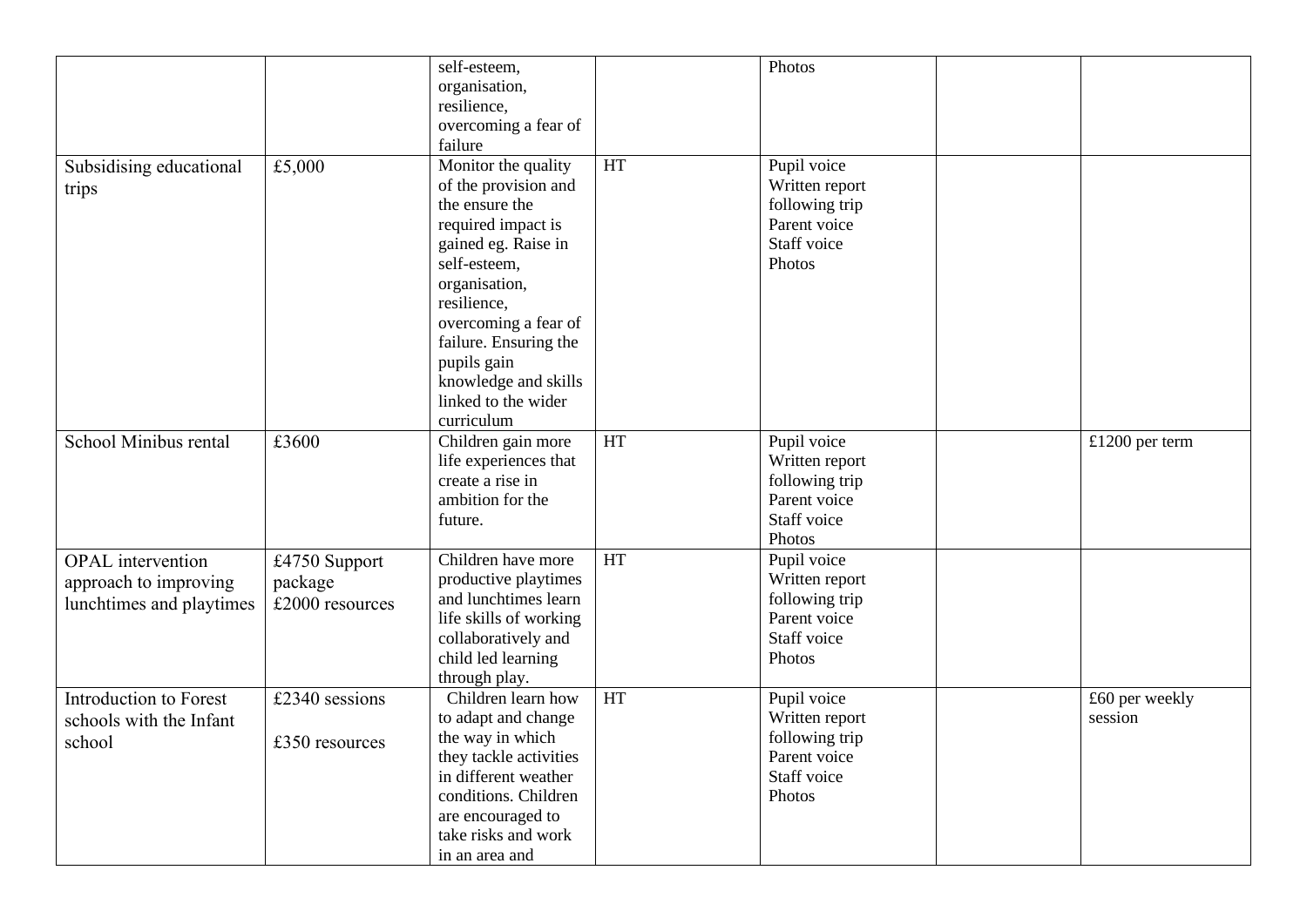| | | | | | | |
|---|---|---|---|---|---|---|
| | | self-esteem, organisation, resilience, overcoming a fear of failure | | Photos | | |
| Subsidising educational trips | £5,000 | Monitor the quality of the provision and the ensure the required impact is gained eg. Raise in self-esteem, organisation, resilience, overcoming a fear of failure. Ensuring the pupils gain knowledge and skills linked to the wider curriculum | HT | Pupil voice<br>Written report following trip<br>Parent voice<br>Staff voice<br>Photos | | |
| School Minibus rental | £3600 | Children gain more life experiences that create a rise in ambition for the future. | HT | Pupil voice<br>Written report following trip<br>Parent voice<br>Staff voice<br>Photos | | £1200 per term |
| OPAL intervention approach to improving lunchtimes and playtimes | £4750 Support package<br>£2000 resources | Children have more productive playtimes and lunchtimes learn life skills of working collaboratively and child led learning through play. | HT | Pupil voice<br>Written report following trip<br>Parent voice<br>Staff voice<br>Photos | | |
| Introduction to Forest schools with the Infant school | £2340 sessions<br>£350 resources | Children learn how to adapt and change the way in which they tackle activities in different weather conditions. Children are encouraged to take risks and work in an area and | HT | Pupil voice<br>Written report following trip<br>Parent voice<br>Staff voice<br>Photos | | £60 per weekly session |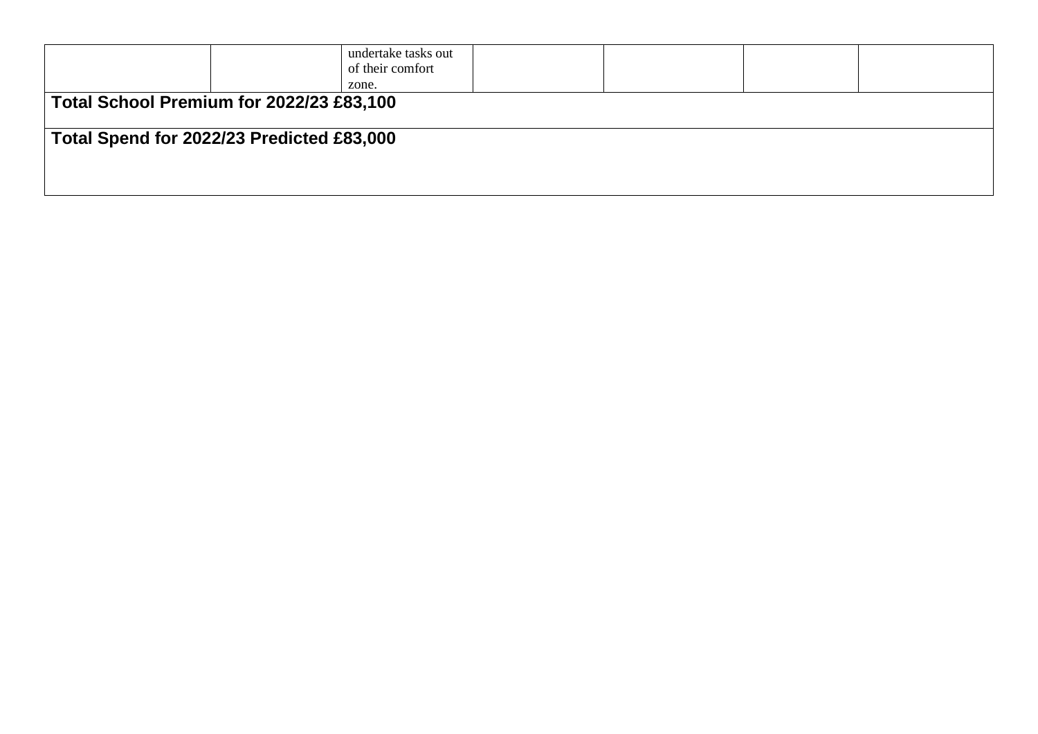| | | | | | | |
|---|---|---|---|---|---|---|
| | | undertake tasks out of their comfort zone. | | | | |
| **Total School Premium for 2022/23 £83,100** | | | | | | |
| **Total Spend for 2022/23 Predicted £83,000** | | | | | | |